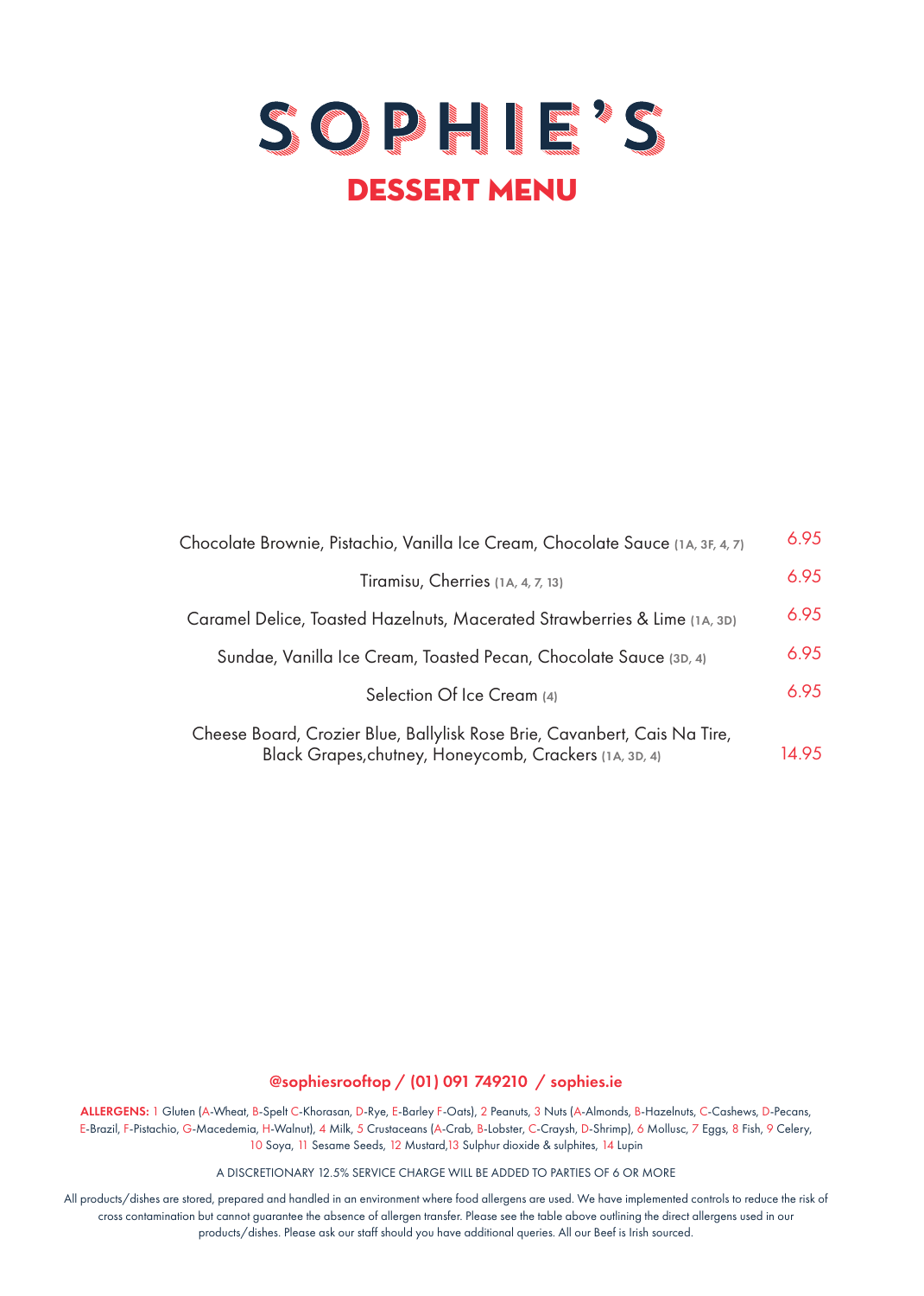# SOPHIE'S

## DESSERT MENU

| | |
|---|---|
| Chocolate Brownie, Pistachio, Vanilla Ice Cream, Chocolate Sauce (1A, 3F, 4, 7) | 6.95 |
| Tiramisu, Cherries (1A, 4, 7, 13) | 6.95 |
| Caramel Delice, Toasted Hazelnuts, Macerated Strawberries & Lime (1A, 3D) | 6.95 |
| Sundae, Vanilla Ice Cream, Toasted Pecan, Chocolate Sauce (3D, 4) | 6.95 |
| Selection Of Ice Cream (4) | 6.95 |
| Cheese Board, Crozier Blue, Ballylisk Rose Brie, Cavanbert, Cais Na Tire, Black Grapes,chutney, Honeycomb, Crackers (1A, 3D, 4) | 14.95 |

**@sophiesrooftop / (01) 091 749210 / sophies.ie**

**ALLERGENS:** 1 Gluten (A-Wheat, B-Spelt C-Khorasan, D-Rye, E-Barley F-Oats), 2 Peanuts, 3 Nuts (A-Almonds, B-Hazelnuts, C-Cashews, D-Pecans, E-Brazil, F-Pistachio, G-Macedemia, H-Walnut), 4 Milk, 5 Crustaceans (A-Crab, B-Lobster, C-Craysh, D-Shrimp), 6 Mollusc, 7 Eggs, 8 Fish, 9 Celery, 10 Soya, 11 Sesame Seeds, 12 Mustard,13 Sulphur dioxide & sulphites, 14 Lupin

A DISCRETIONARY 12.5% SERVICE CHARGE WILL BE ADDED TO PARTIES OF 6 OR MORE

All products/dishes are stored, prepared and handled in an environment where food allergens are used. We have implemented controls to reduce the risk of cross contamination but cannot guarantee the absence of allergen transfer. Please see the table above outlining the direct allergens used in our products/dishes. Please ask our staff should you have additional queries. All our Beef is Irish sourced.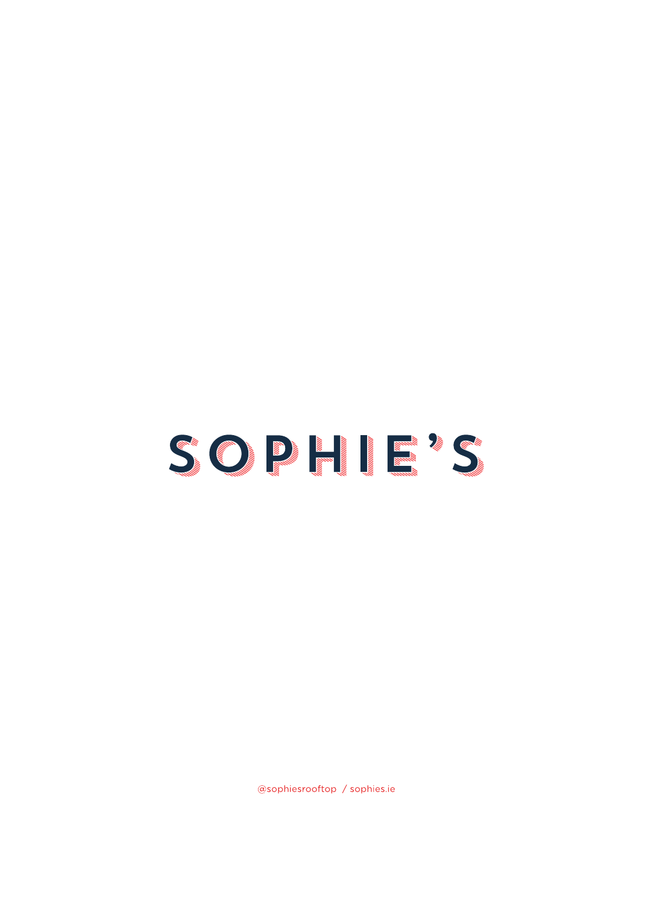# SOPHIE'S

@sophiesrooftop / sophies.ie